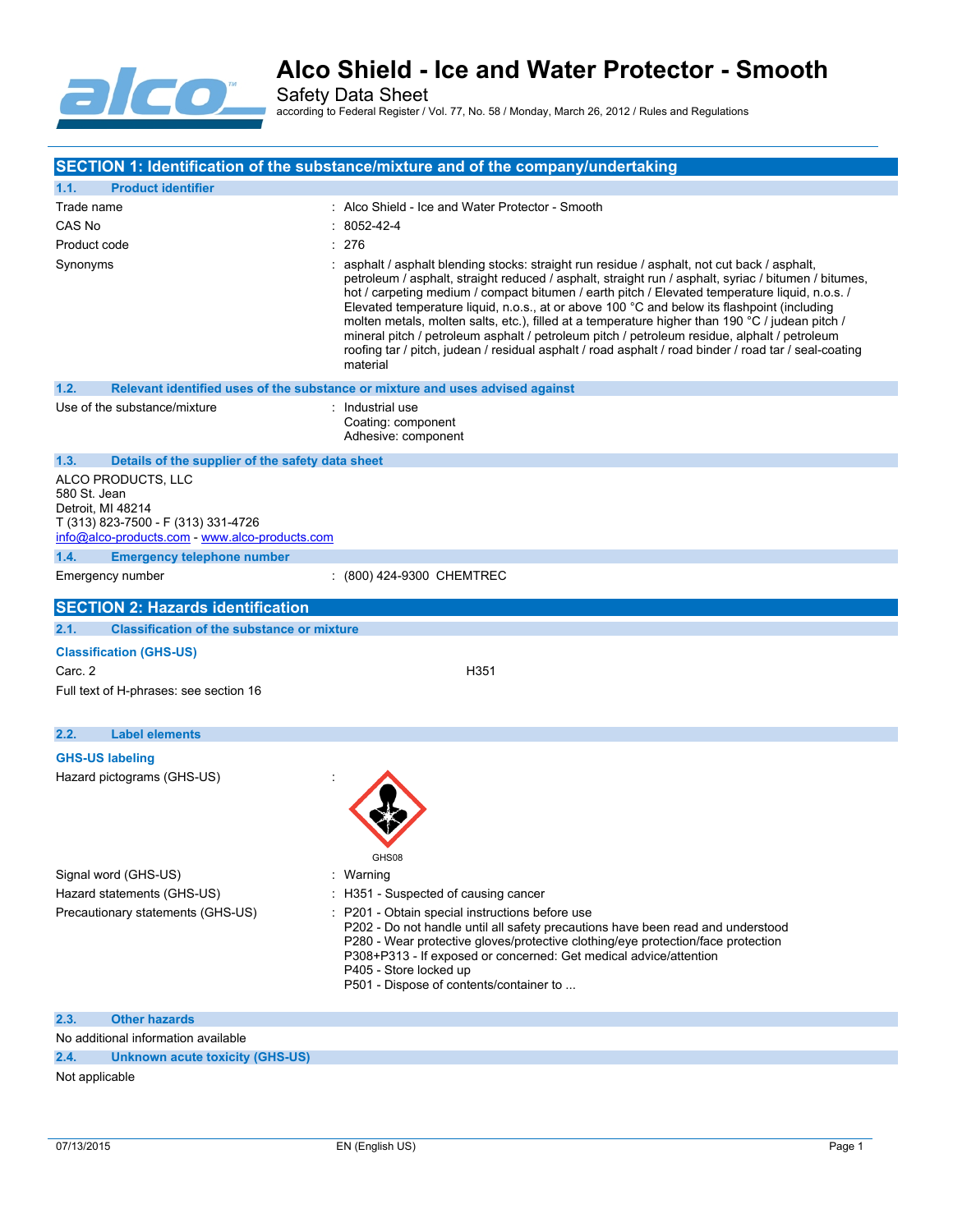# Alco Shield - Ice and Water Protector - Smooth

Safety Data Sheet

according to Federal Register / Vol. 77, No. 58 / Monday, March 26, 2012 / Rules and Regulations

## SECTION 1: Identification of the substance/mixture and of the company/undertaking

### 1.1. Product identifier

| | |
|---|---|
| Trade name | : Alco Shield - Ice and Water Protector - Smooth |
| CAS No | : 8052-42-4 |
| Product code | : 276 |
| Synonyms | : asphalt / asphalt blending stocks: straight run residue / asphalt, not cut back / asphalt, petroleum / asphalt, straight reduced / asphalt, straight run / asphalt, syriac / bitumen / bitumes, hot / carpeting medium / compact bitumen / earth pitch / Elevated temperature liquid, n.o.s. / Elevated temperature liquid, n.o.s., at or above 100 °C and below its flashpoint (including molten metals, molten salts, etc.), filled at a temperature higher than 190 °C / judean pitch / mineral pitch / petroleum asphalt / petroleum pitch / petroleum residue, alphalt / petroleum roofing tar / pitch, judean / residual asphalt / road asphalt / road binder / road tar / seal-coating material |

### 1.2. Relevant identified uses of the substance or mixture and uses advised against

Use of the substance/mixture : Industrial use
Coating: component
Adhesive: component

### 1.3. Details of the supplier of the safety data sheet

ALCO PRODUCTS, LLC
580 St. Jean
Detroit, MI 48214
T (313) 823-7500 - F (313) 331-4726
info@alco-products.com - www.alco-products.com

### 1.4. Emergency telephone number

Emergency number : (800) 424-9300 CHEMTREC

## SECTION 2: Hazards identification

### 2.1. Classification of the substance or mixture

**Classification (GHS-US)**

Carc. 2 H351

Full text of H-phrases: see section 16

### 2.2. Label elements

**GHS-US labeling**

Hazard pictograms (GHS-US) :

GHS08

| | |
|---|---|
| Signal word (GHS-US) | : Warning |
| Hazard statements (GHS-US) | : H351 - Suspected of causing cancer |
| Precautionary statements (GHS-US) | : P201 - Obtain special instructions before use<br>P202 - Do not handle until all safety precautions have been read and understood<br>P280 - Wear protective gloves/protective clothing/eye protection/face protection<br>P308+P313 - If exposed or concerned: Get medical advice/attention<br>P405 - Store locked up<br>P501 - Dispose of contents/container to ... |

### 2.3. Other hazards

No additional information available

### 2.4. Unknown acute toxicity (GHS-US)

Not applicable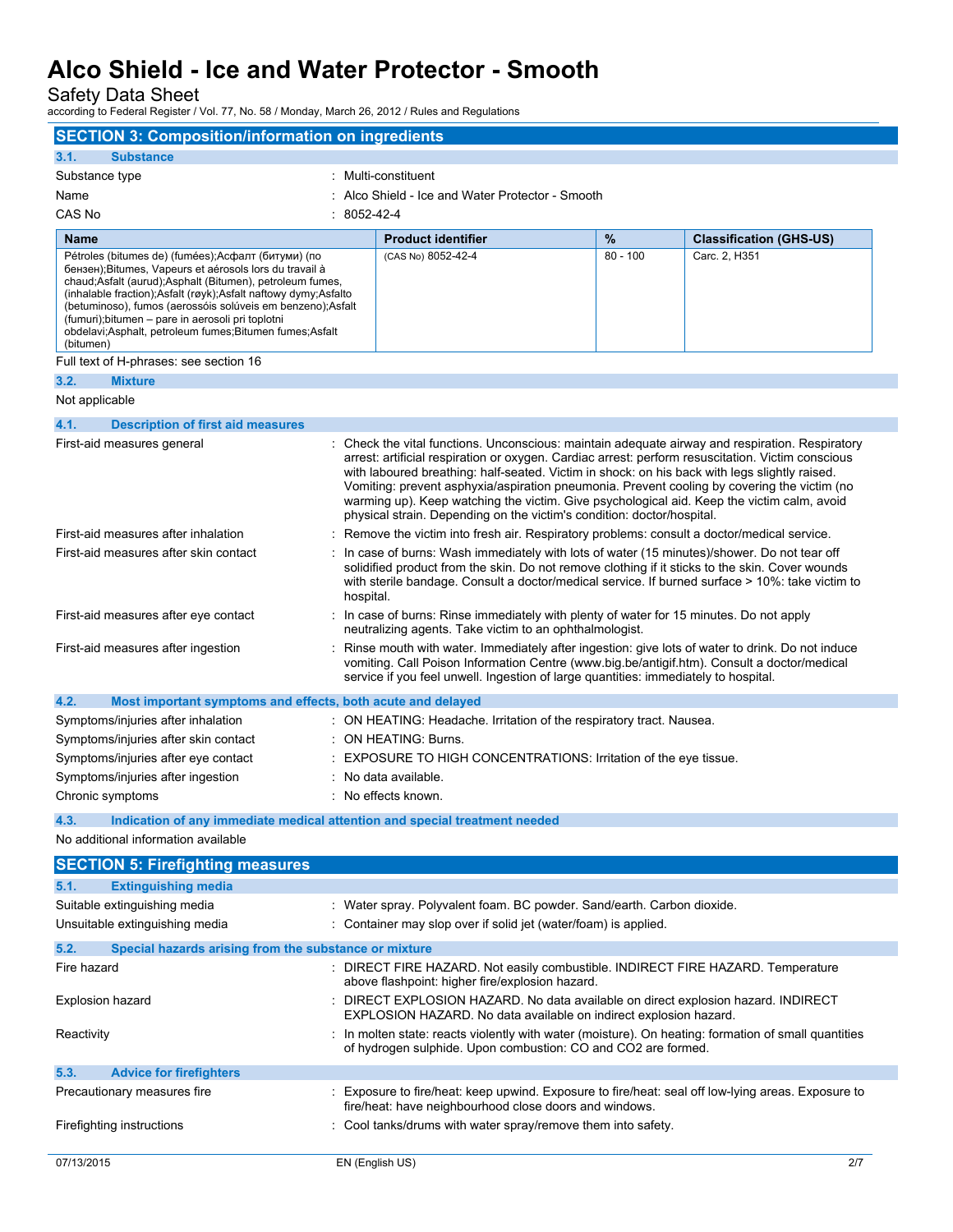## SECTION 3: Composition/information on ingredients

### 3.1. Substance

Substance type : Multi-constituent

Name : Alco Shield - Ice and Water Protector - Smooth

CAS No : 8052-42-4

| Name | Product identifier | % | Classification (GHS-US) |
|---|---|---|---|
| Pétroles (bitumes de) (fumées);Асфалт (битуми) (по бензен);Bitumes, Vapeurs et aérosols lors du travail à chaud;Asfalt (aurud);Asphalt (Bitumen), petroleum fumes, (inhalable fraction);Asfalt (røyk);Asfalt naftowy dymy;Asfalto (betuminoso), fumos (aerossóis solúveis em benzeno);Asfalt (fumuri);bitumen – pare in aerosoli pri toplotni obdelavi;Asphalt, petroleum fumes;Bitumen fumes;Asfalt (bitumen) | (CAS No) 8052-42-4 | 80 - 100 | Carc. 2, H351 |

Full text of H-phrases: see section 16

### 3.2. Mixture

Not applicable

### 4.1. Description of first aid measures

First-aid measures general : Check the vital functions. Unconscious: maintain adequate airway and respiration. Respiratory arrest: artificial respiration or oxygen. Cardiac arrest: perform resuscitation. Victim conscious with laboured breathing: half-seated. Victim in shock: on his back with legs slightly raised. Vomiting: prevent asphyxia/aspiration pneumonia. Prevent cooling by covering the victim (no warming up). Keep watching the victim. Give psychological aid. Keep the victim calm, avoid physical strain. Depending on the victim's condition: doctor/hospital.

First-aid measures after inhalation : Remove the victim into fresh air. Respiratory problems: consult a doctor/medical service.

First-aid measures after skin contact : In case of burns: Wash immediately with lots of water (15 minutes)/shower. Do not tear off solidified product from the skin. Do not remove clothing if it sticks to the skin. Cover wounds with sterile bandage. Consult a doctor/medical service. If burned surface > 10%: take victim to hospital.

First-aid measures after eye contact : In case of burns: Rinse immediately with plenty of water for 15 minutes. Do not apply neutralizing agents. Take victim to an ophthalmologist.

First-aid measures after ingestion : Rinse mouth with water. Immediately after ingestion: give lots of water to drink. Do not induce vomiting. Call Poison Information Centre (www.big.be/antigif.htm). Consult a doctor/medical service if you feel unwell. Ingestion of large quantities: immediately to hospital.

### 4.2. Most important symptoms and effects, both acute and delayed

Symptoms/injuries after inhalation : ON HEATING: Headache. Irritation of the respiratory tract. Nausea.

Symptoms/injuries after skin contact : ON HEATING: Burns.

Symptoms/injuries after eye contact : EXPOSURE TO HIGH CONCENTRATIONS: Irritation of the eye tissue.

Symptoms/injuries after ingestion : No data available.

Chronic symptoms : No effects known.

### 4.3. Indication of any immediate medical attention and special treatment needed

No additional information available

## SECTION 5: Firefighting measures

### 5.1. Extinguishing media

Suitable extinguishing media : Water spray. Polyvalent foam. BC powder. Sand/earth. Carbon dioxide.

Unsuitable extinguishing media : Container may slop over if solid jet (water/foam) is applied.

### 5.2. Special hazards arising from the substance or mixture

Fire hazard : DIRECT FIRE HAZARD. Not easily combustible. INDIRECT FIRE HAZARD. Temperature above flashpoint: higher fire/explosion hazard.

Explosion hazard : DIRECT EXPLOSION HAZARD. No data available on direct explosion hazard. INDIRECT EXPLOSION HAZARD. No data available on indirect explosion hazard.

Reactivity : In molten state: reacts violently with water (moisture). On heating: formation of small quantities of hydrogen sulphide. Upon combustion: CO and $CO_2$ are formed.

### 5.3. Advice for firefighters

Precautionary measures fire : Exposure to fire/heat: keep upwind. Exposure to fire/heat: seal off low-lying areas. Exposure to fire/heat: have neighbourhood close doors and windows.

Firefighting instructions : Cool tanks/drums with water spray/remove them into safety.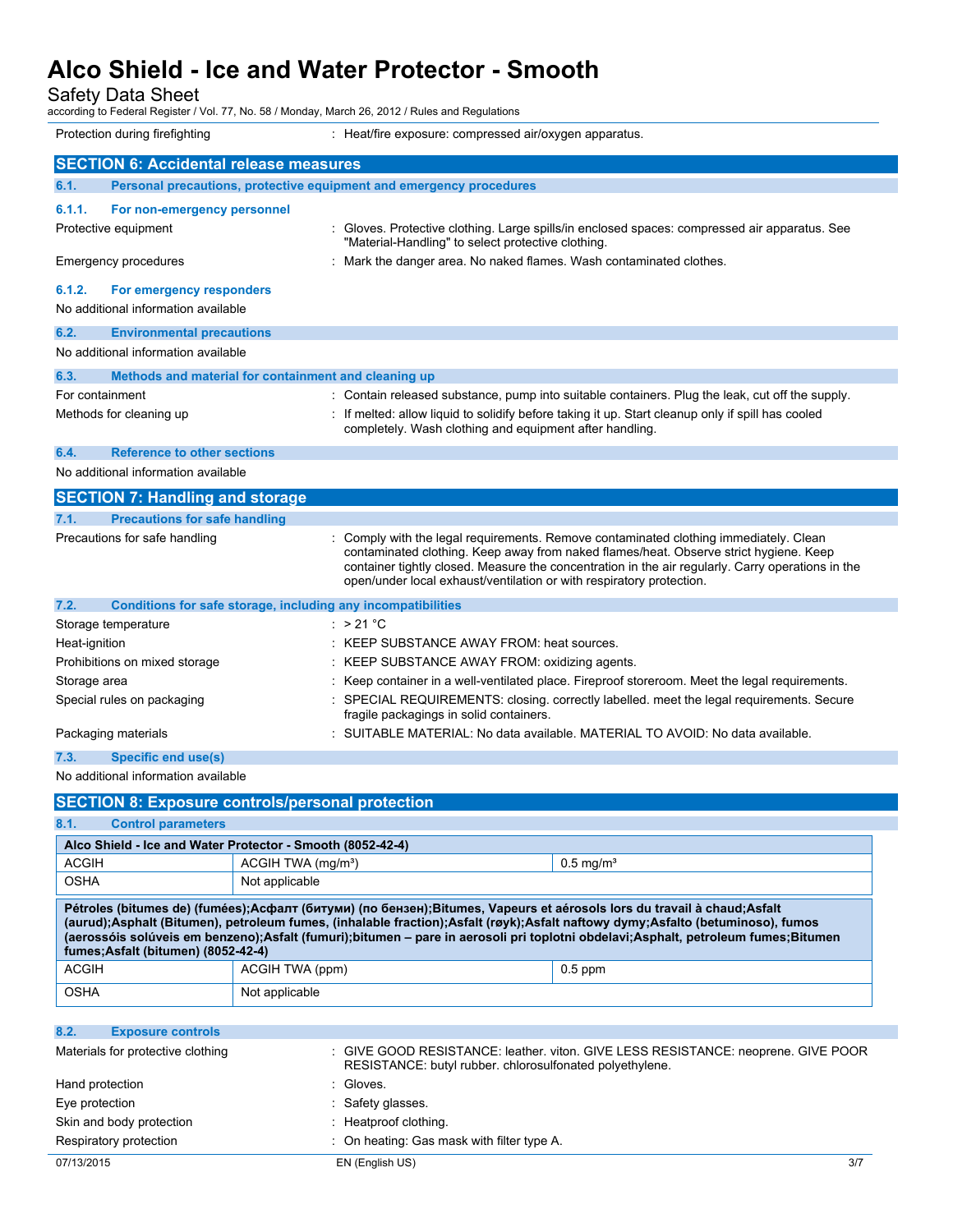| | |
|---|---|
| Protection during firefighting | : Heat/fire exposure: compressed air/oxygen apparatus. |

## SECTION 6: Accidental release measures

### 6.1. Personal precautions, protective equipment and emergency procedures

#### 6.1.1. For non-emergency personnel

| | |
|---|---|
| Protective equipment | : Gloves. Protective clothing. Large spills/in enclosed spaces: compressed air apparatus. See "Material-Handling" to select protective clothing. |
| Emergency procedures | : Mark the danger area. No naked flames. Wash contaminated clothes. |

#### 6.1.2. For emergency responders

No additional information available

### 6.2. Environmental precautions

No additional information available

### 6.3. Methods and material for containment and cleaning up

| | |
|---|---|
| For containment | : Contain released substance, pump into suitable containers. Plug the leak, cut off the supply. |
| Methods for cleaning up | : If melted: allow liquid to solidify before taking it up. Start cleanup only if spill has cooled completely. Wash clothing and equipment after handling. |

### 6.4. Reference to other sections

No additional information available

## SECTION 7: Handling and storage

### 7.1. Precautions for safe handling

| | |
|---|---|
| Precautions for safe handling | : Comply with the legal requirements. Remove contaminated clothing immediately. Clean contaminated clothing. Keep away from naked flames/heat. Observe strict hygiene. Keep container tightly closed. Measure the concentration in the air regularly. Carry operations in the open/under local exhaust/ventilation or with respiratory protection. |

### 7.2. Conditions for safe storage, including any incompatibilities

| | |
|---|---|
| Storage temperature | : > 21 °C |
| Heat-ignition | : KEEP SUBSTANCE AWAY FROM: heat sources. |
| Prohibitions on mixed storage | : KEEP SUBSTANCE AWAY FROM: oxidizing agents. |
| Storage area | : Keep container in a well-ventilated place. Fireproof storeroom. Meet the legal requirements. |
| Special rules on packaging | : SPECIAL REQUIREMENTS: closing. correctly labelled. meet the legal requirements. Secure fragile packagings in solid containers. |
| Packaging materials | : SUITABLE MATERIAL: No data available. MATERIAL TO AVOID: No data available. |

### 7.3. Specific end use(s)

No additional information available

## SECTION 8: Exposure controls/personal protection

### 8.1. Control parameters

| **Alco Shield - Ice and Water Protector - Smooth (8052-42-4)** | | |
|---|---|---|
| ACGIH | ACGIH TWA (mg/m³) | 0.5 mg/m³ |
| OSHA | Not applicable | |

| **Pétroles (bitumes de) (fumées);Асфалт (битуми) (по бензен);Bitumes, Vapeurs et aérosols lors du travail à chaud;Asfalt (aurud);Asphalt (Bitumen), petroleum fumes, (inhalable fraction);Asfalt (røyk);Asfalt naftowy dymy;Asfalto (betuminoso), fumos (aerossóis solúveis em benzeno);Asfalt (fumuri);bitumen – pare in aerosoli pri toplotni obdelavi;Asphalt, petroleum fumes;Bitumen fumes;Asfalt (bitumen) (8052-42-4)** | | |
|---|---|---|
| ACGIH | ACGIH TWA (ppm) | 0.5 ppm |
| OSHA | Not applicable | |

### 8.2. Exposure controls

| | |
|---|---|
| Materials for protective clothing | : GIVE GOOD RESISTANCE: leather. viton. GIVE LESS RESISTANCE: neoprene. GIVE POOR RESISTANCE: butyl rubber. chlorosulfonated polyethylene. |
| Hand protection | : Gloves. |
| Eye protection | : Safety glasses. |
| Skin and body protection | : Heatproof clothing. |
| Respiratory protection | : On heating: Gas mask with filter type A. |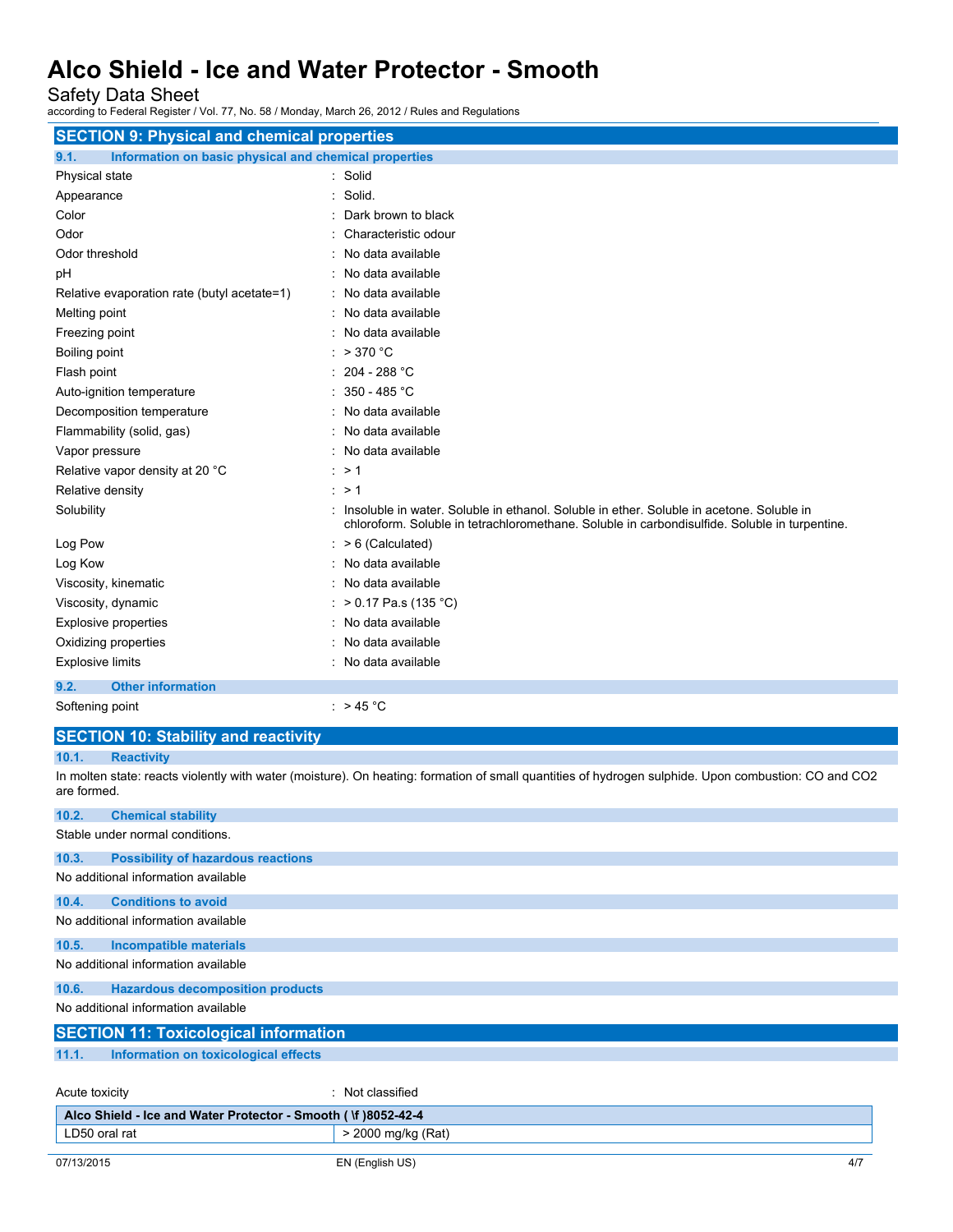## SECTION 9: Physical and chemical properties

### 9.1. Information on basic physical and chemical properties

| | |
|---|---|
| Physical state | : Solid |
| Appearance | : Solid. |
| Color | : Dark brown to black |
| Odor | : Characteristic odour |
| Odor threshold | : No data available |
| pH | : No data available |
| Relative evaporation rate (butyl acetate=1) | : No data available |
| Melting point | : No data available |
| Freezing point | : No data available |
| Boiling point | : > 370 °C |
| Flash point | : 204 - 288 °C |
| Auto-ignition temperature | : 350 - 485 °C |
| Decomposition temperature | : No data available |
| Flammability (solid, gas) | : No data available |
| Vapor pressure | : No data available |
| Relative vapor density at 20 °C | : > 1 |
| Relative density | : > 1 |
| Solubility | : Insoluble in water. Soluble in ethanol. Soluble in ether. Soluble in acetone. Soluble in chloroform. Soluble in tetrachloromethane. Soluble in carbondisulfide. Soluble in turpentine. |
| Log Pow | : > 6 (Calculated) |
| Log Kow | : No data available |
| Viscosity, kinematic | : No data available |
| Viscosity, dynamic | : > 0.17 Pa.s (135 °C) |
| Explosive properties | : No data available |
| Oxidizing properties | : No data available |
| Explosive limits | : No data available |

### 9.2. Other information

| | |
|---|---|
| Softening point | : > 45 °C |

## SECTION 10: Stability and reactivity

### 10.1. Reactivity

In molten state: reacts violently with water (moisture). On heating: formation of small quantities of hydrogen sulphide. Upon combustion: CO and CO2 are formed.

### 10.2. Chemical stability

Stable under normal conditions.

### 10.3. Possibility of hazardous reactions

No additional information available

### 10.4. Conditions to avoid

No additional information available

### 10.5. Incompatible materials

No additional information available

### 10.6. Hazardous decomposition products

No additional information available

## SECTION 11: Toxicological information

### 11.1. Information on toxicological effects

| | |
|---|---|
| Acute toxicity | : Not classified |

| Alco Shield - Ice and Water Protector - Smooth ( \f )8052-42-4 | |
|---|---|
| LD50 oral rat | > 2000 mg/kg (Rat) |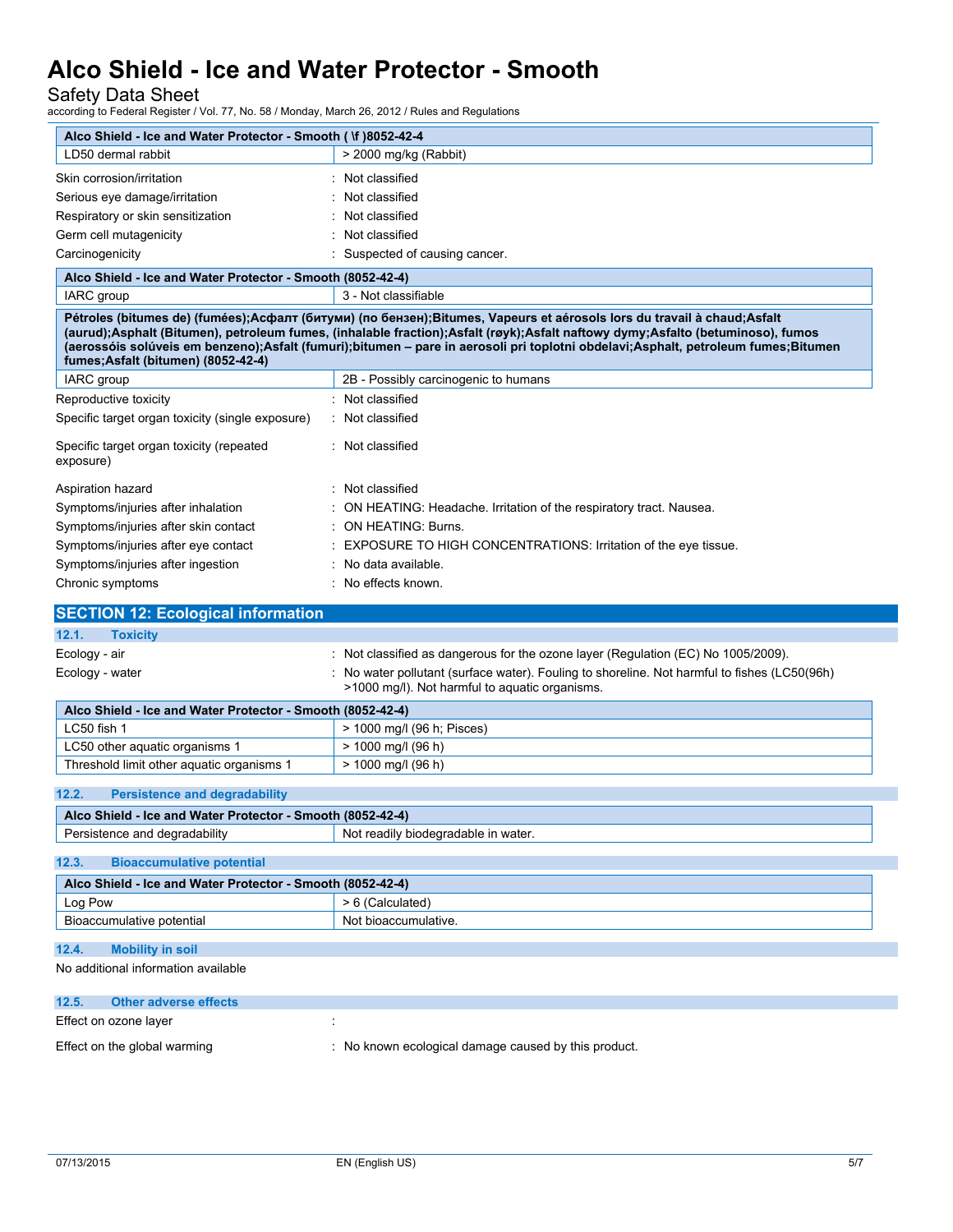| Alco Shield - Ice and Water Protector - Smooth ( \f )8052-42-4 | |
|---|---|
| LD50 dermal rabbit | > 2000 mg/kg (Rabbit) |

Skin corrosion/irritation : Not classified

Serious eye damage/irritation : Not classified

Respiratory or skin sensitization : Not classified

Germ cell mutagenicity : Not classified

Carcinogenicity : Suspected of causing cancer.

| Alco Shield - Ice and Water Protector - Smooth (8052-42-4) | |
|---|---|
| IARC group | 3 - Not classifiable |

| Pétroles (bitumes de) (fumées);Асфалт (битуми) (по бензен);Bitumes, Vapeurs et aérosols lors du travail à chaud;Asfalt (aurud);Asphalt (Bitumen), petroleum fumes, (inhalable fraction);Asfalt (røyk);Asfalt naftowy dymy;Asfalto (betuminoso), fumos (aerossóis solúveis em benzeno);Asfalt (fumuri);bitumen – pare in aerosoli pri toplotni obdelavi;Asphalt, petroleum fumes;Bitumen fumes;Asfalt (bitumen) (8052-42-4) | |
|---|---|
| IARC group | 2B - Possibly carcinogenic to humans |

Reproductive toxicity : Not classified

Specific target organ toxicity (single exposure) : Not classified

Specific target organ toxicity (repeated exposure) : Not classified

Aspiration hazard : Not classified

Symptoms/injuries after inhalation : ON HEATING: Headache. Irritation of the respiratory tract. Nausea.

Symptoms/injuries after skin contact : ON HEATING: Burns.

Symptoms/injuries after eye contact : EXPOSURE TO HIGH CONCENTRATIONS: Irritation of the eye tissue.

Symptoms/injuries after ingestion : No data available.

Chronic symptoms : No effects known.

## SECTION 12: Ecological information

### 12.1. Toxicity

Ecology - air : Not classified as dangerous for the ozone layer (Regulation (EC) No 1005/2009).

Ecology - water : No water pollutant (surface water). Fouling to shoreline. Not harmful to fishes (LC50(96h) >1000 mg/l). Not harmful to aquatic organisms.

| Alco Shield - Ice and Water Protector - Smooth (8052-42-4) | |
|---|---|
| LC50 fish 1 | > 1000 mg/l (96 h; Pisces) |
| LC50 other aquatic organisms 1 | > 1000 mg/l (96 h) |
| Threshold limit other aquatic organisms 1 | > 1000 mg/l (96 h) |

### 12.2. Persistence and degradability

| Alco Shield - Ice and Water Protector - Smooth (8052-42-4) | |
|---|---|
| Persistence and degradability | Not readily biodegradable in water. |

### 12.3. Bioaccumulative potential

| Alco Shield - Ice and Water Protector - Smooth (8052-42-4) | |
|---|---|
| Log Pow | > 6 (Calculated) |
| Bioaccumulative potential | Not bioaccumulative. |

### 12.4. Mobility in soil

No additional information available

### 12.5. Other adverse effects

Effect on ozone layer :

Effect on the global warming : No known ecological damage caused by this product.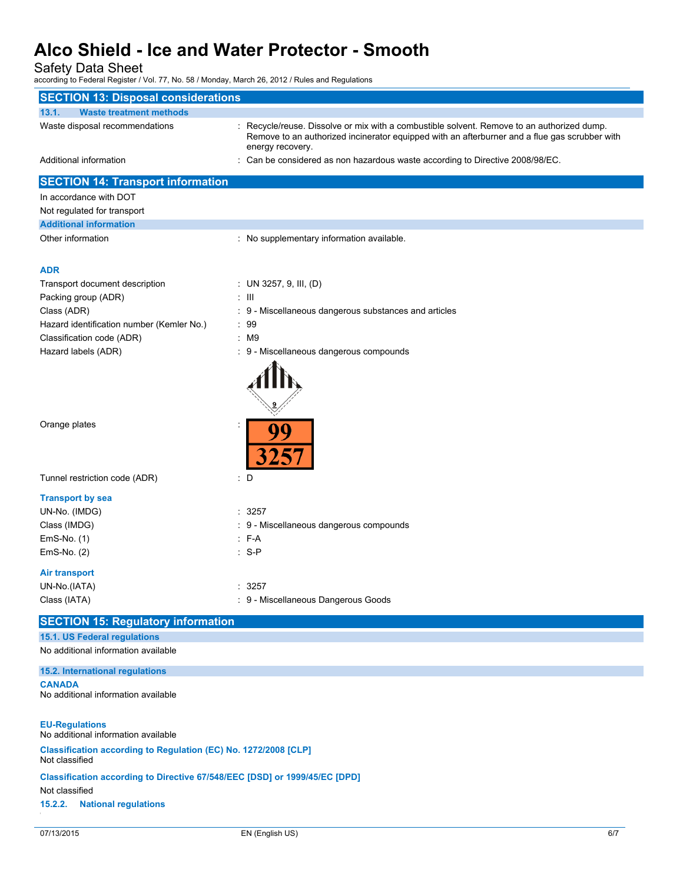## SECTION 13: Disposal considerations

### 13.1. Waste treatment methods

| | |
|---|---|
| Waste disposal recommendations | : Recycle/reuse. Dissolve or mix with a combustible solvent. Remove to an authorized dump. Remove to an authorized incinerator equipped with an afterburner and a flue gas scrubber with energy recovery. |
| Additional information | : Can be considered as non hazardous waste according to Directive 2008/98/EC. |

## SECTION 14: Transport information

In accordance with DOT

Not regulated for transport

### Additional information

| | |
|---|---|
| Other information | : No supplementary information available. |

#### ADR

| | |
|---|---|
| Transport document description | : UN 3257, 9, III, (D) |
| Packing group (ADR) | : III |
| Class (ADR) | : 9 - Miscellaneous dangerous substances and articles |
| Hazard identification number (Kemler No.) | : 99 |
| Classification code (ADR) | : M9 |
| Hazard labels (ADR) | : 9 - Miscellaneous dangerous compounds |
| Orange plates | : 99 / 3257 |
| Tunnel restriction code (ADR) | : D |

#### Transport by sea

| | |
|---|---|
| UN-No. (IMDG) | : 3257 |
| Class (IMDG) | : 9 - Miscellaneous dangerous compounds |
| EmS-No. (1) | : F-A |
| EmS-No. (2) | : S-P |

#### Air transport

| | |
|---|---|
| UN-No.(IATA) | : 3257 |
| Class (IATA) | : 9 - Miscellaneous Dangerous Goods |

## SECTION 15: Regulatory information

### 15.1. US Federal regulations

No additional information available

### 15.2. International regulations

#### CANADA

No additional information available

#### EU-Regulations

No additional information available

#### Classification according to Regulation (EC) No. 1272/2008 [CLP]

Not classified

#### Classification according to Directive 67/548/EEC [DSD] or 1999/45/EC [DPD]

Not classified

### 15.2.2. National regulations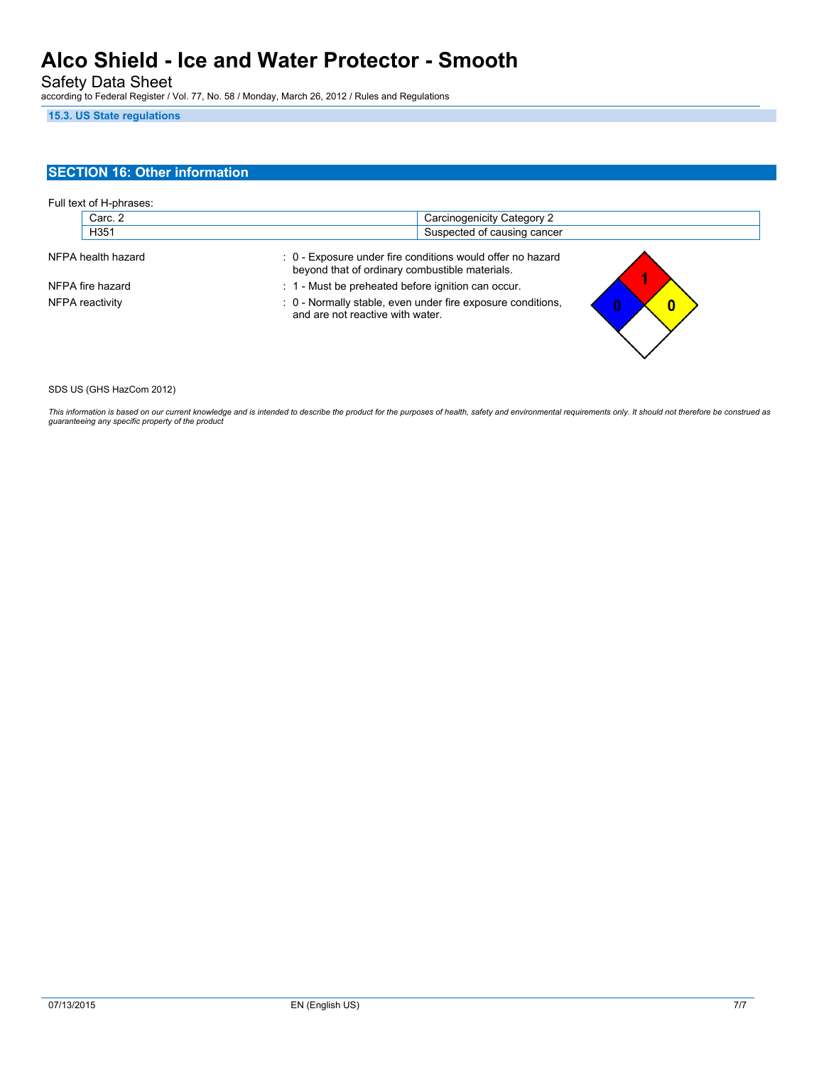### 15.3. US State regulations

## SECTION 16: Other information

Full text of H-phrases:

| | |
|---|---|
| Carc. 2 | Carcinogenicity Category 2 |
| H351 | Suspected of causing cancer |

NFPA health hazard : 0 - Exposure under fire conditions would offer no hazard beyond that of ordinary combustible materials.

NFPA fire hazard : 1 - Must be preheated before ignition can occur.

NFPA reactivity : 0 - Normally stable, even under fire exposure conditions, and are not reactive with water.

1
0
0

SDS US (GHS HazCom 2012)

*This information is based on our current knowledge and is intended to describe the product for the purposes of health, safety and environmental requirements only. It should not therefore be construed as guaranteeing any specific property of the product*